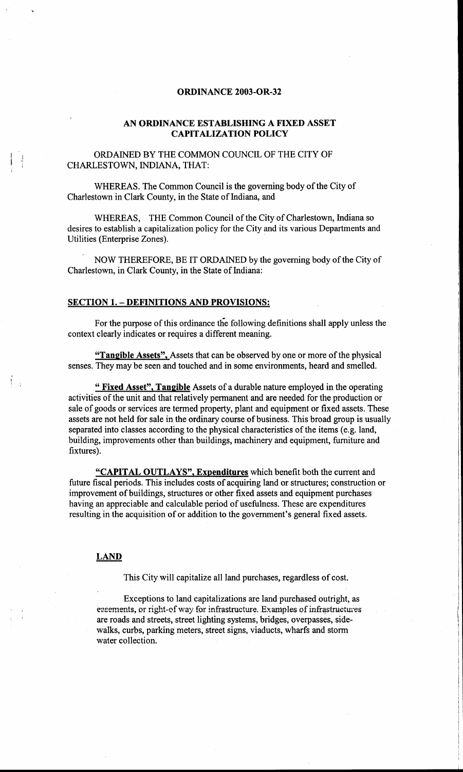# ORDINANCE 2003-OR-32

## AN ORDINANCE ESTABLISHING A FIXED ASSET CAPITALIZATION POLICY

ORDAINED BY THE COMMON COUNCIL OF THE CITY OF CHARLESTOWN, INDIANA, THAT:

WHEREAS. The Common Council is the governing body of the City of Charlestown in Clark County, in the State of Indiana, and

WHEREAS, THE Common Council of the City of Charlestown, Indiana so desires to establish a capitalization policy for the City and its various Departments and Utilities (Enterprise Zones).

NOW THEREFORE, BE IT ORDAINED by the governing body of the City of Charlestown, in Clark County, in the State of Indiana:

**SECTION 1. – DEFINITIONS AND PROVISIONS:**

For the purpose of this ordinance the following definitions shall apply unless the context clearly indicates or requires a different meaning.

**"Tangible Assets",** Assets that can be observed by one or more of the physical senses. They may be seen and touched and in some environments, heard and smelled.

**" Fixed Asset", Tangible** Assets of a durable nature employed in the operating activities of the unit and that relatively permanent and are needed for the production or sale of goods or services are termed property, plant and equipment or fixed assets. These assets are not held for sale in the ordinary course of business. This broad group is usually separated into classes according to the physical characteristics of the items (e.g. land, building, improvements other than buildings, machinery and equipment, furniture and fixtures).

**"CAPITAL OUTLAYS", Expenditures** which benefit both the current and future fiscal periods. This includes costs of acquiring land or structures; construction or improvement of buildings, structures or other fixed assets and equipment purchases having an appreciable and calculable period of usefulness. These are expenditures resulting in the acquisition of or addition to the government's general fixed assets.

**LAND**

This City will capitalize all land purchases, regardless of cost.

Exceptions to land capitalizations are land purchased outright, as easements, or right-of way for infrastructure. Examples of infrastructures are roads and streets, street lighting systems, bridges, overpasses, sidewalks, curbs, parking meters, street signs, viaducts, wharfs and storm water collection.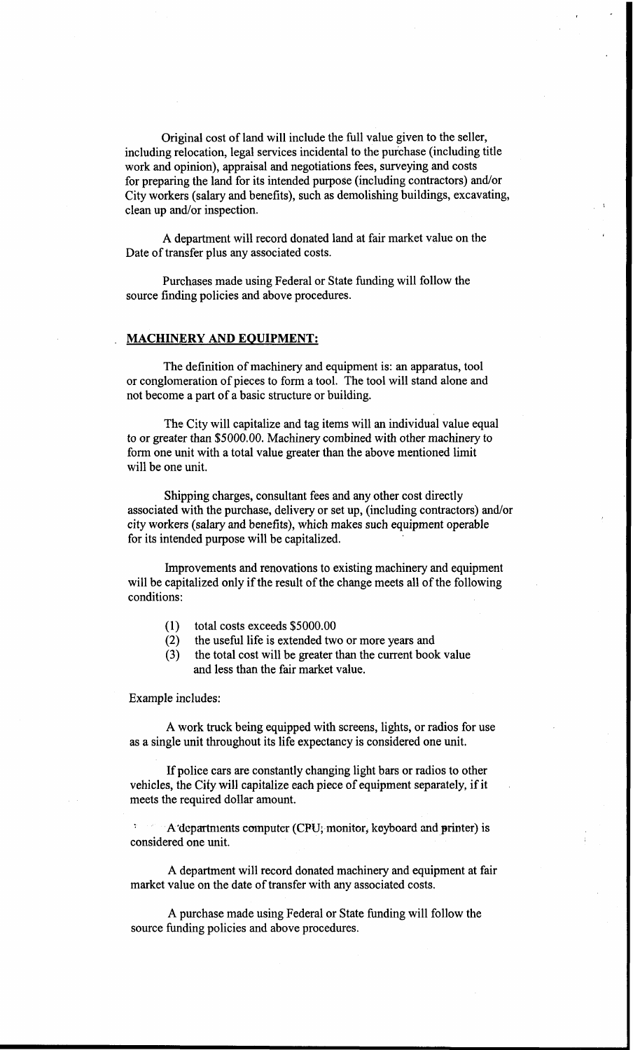Original cost of land will include the full value given to the seller, including relocation, legal services incidental to the purchase (including title work and opinion), appraisal and negotiations fees, surveying and costs for preparing the land for its intended purpose (including contractors) and/or City workers (salary and benefits), such as demolishing buildings, excavating, clean up and/or inspection.

A department will record donated land at fair market value on the Date of transfer plus any associated costs.

Purchases made using Federal or State funding will follow the source finding policies and above procedures.

## **MACHINERY AND EQUIPMENT:**

The definition of machinery and equipment is: an apparatus, tool or conglomeration of pieces to form a tool. The tool will stand alone and not become a part of a basic structure or building.

The City will capitalize and tag items will an individual value equal to or greater than $5000.00. Machinery combined with other machinery to form one unit with a total value greater than the above mentioned limit will be one unit.

Shipping charges, consultant fees and any other cost directly associated with the purchase, delivery or set up, (including contractors) and/or city workers (salary and benefits), which makes such equipment operable for its intended purpose will be capitalized.

Improvements and renovations to existing machinery and equipment will be capitalized only if the result of the change meets all of the following conditions:

(1) total costs exceeds $5000.00
(2) the useful life is extended two or more years and
(3) the total cost will be greater than the current book value and less than the fair market value.

Example includes:

A work truck being equipped with screens, lights, or radios for use as a single unit throughout its life expectancy is considered one unit.

If police cars are constantly changing light bars or radios to other vehicles, the City will capitalize each piece of equipment separately, if it meets the required dollar amount.

A departments computer (CPU; monitor, keyboard and printer) is considered one unit.

A department will record donated machinery and equipment at fair market value on the date of transfer with any associated costs.

A purchase made using Federal or State funding will follow the source funding policies and above procedures.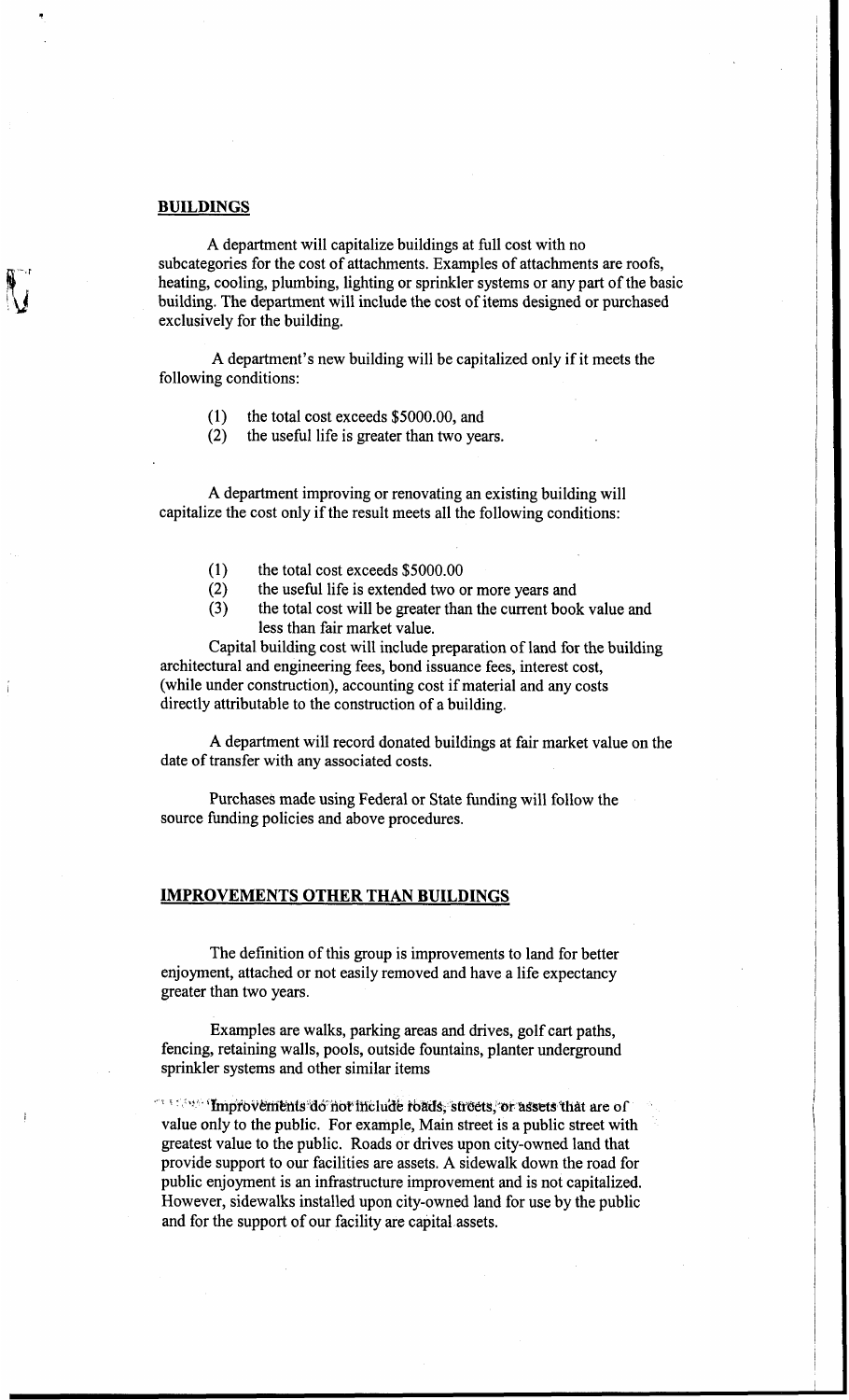## BUILDINGS

A department will capitalize buildings at full cost with no subcategories for the cost of attachments. Examples of attachments are roofs, heating, cooling, plumbing, lighting or sprinkler systems or any part of the basic building. The department will include the cost of items designed or purchased exclusively for the building.

A department's new building will be capitalized only if it meets the following conditions:

(1) the total cost exceeds $5000.00, and
(2) the useful life is greater than two years.

A department improving or renovating an existing building will capitalize the cost only if the result meets all the following conditions:

(1) the total cost exceeds $5000.00
(2) the useful life is extended two or more years and
(3) the total cost will be greater than the current book value and less than fair market value.

Capital building cost will include preparation of land for the building architectural and engineering fees, bond issuance fees, interest cost, (while under construction), accounting cost if material and any costs directly attributable to the construction of a building.

A department will record donated buildings at fair market value on the date of transfer with any associated costs.

Purchases made using Federal or State funding will follow the source funding policies and above procedures.

## IMPROVEMENTS OTHER THAN BUILDINGS

The definition of this group is improvements to land for better enjoyment, attached or not easily removed and have a life expectancy greater than two years.

Examples are walks, parking areas and drives, golf cart paths, fencing, retaining walls, pools, outside fountains, planter underground sprinkler systems and other similar items

Improvements do not include roads, streets, or assets that are of value only to the public. For example, Main street is a public street with greatest value to the public. Roads or drives upon city-owned land that provide support to our facilities are assets. A sidewalk down the road for public enjoyment is an infrastructure improvement and is not capitalized. However, sidewalks installed upon city-owned land for use by the public and for the support of our facility are capital assets.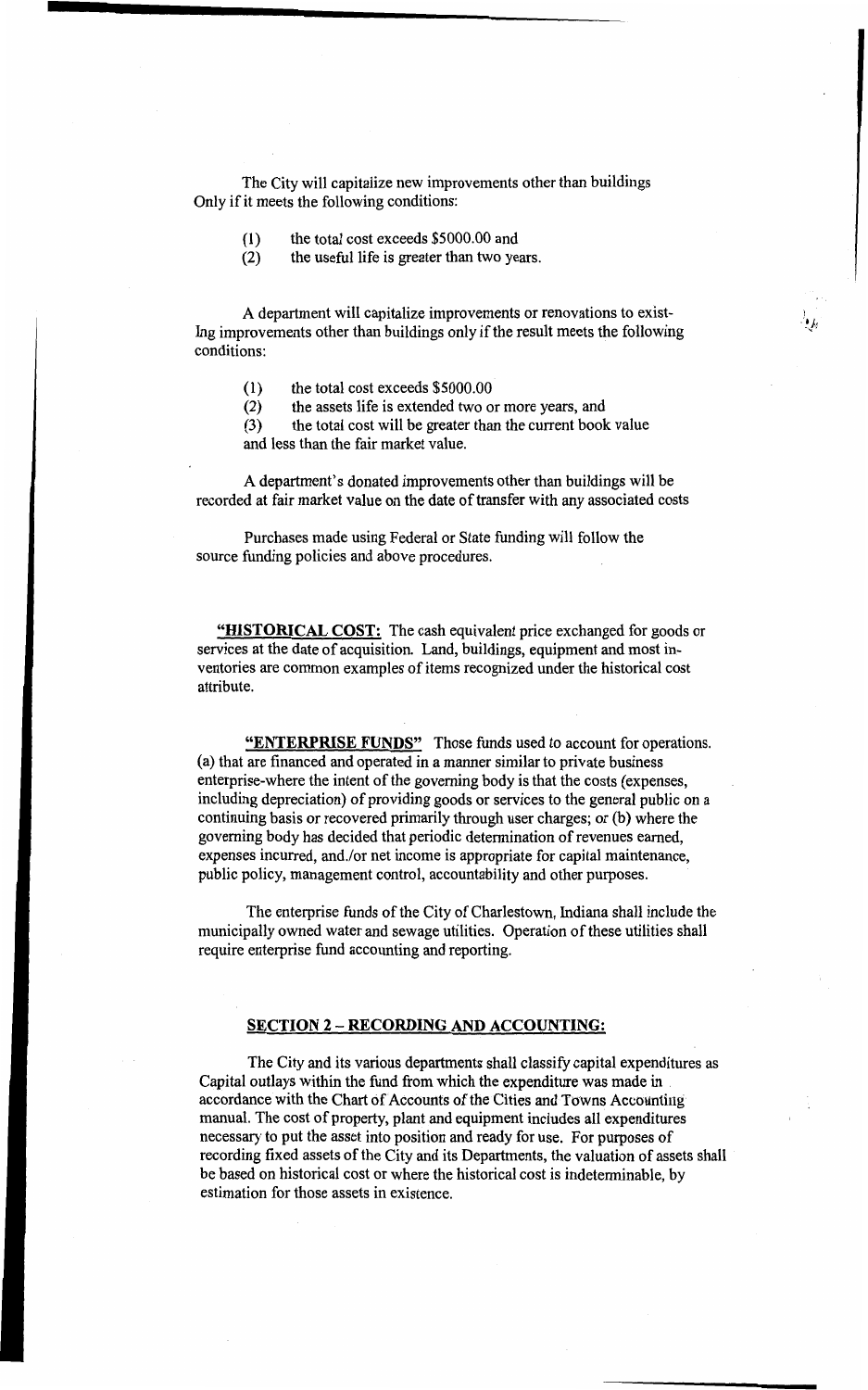The City will capitalize new improvements other than buildings Only if it meets the following conditions:

(1) the total cost exceeds $5000.00 and
(2) the useful life is greater than two years.

A department will capitalize improvements or renovations to exist- Ing improvements other than buildings only if the result meets the following conditions:

(1) the total cost exceeds $5000.00
(2) the assets life is extended two or more years, and
(3) the total cost will be greater than the current book value and less than the fair market value.

A department's donated improvements other than buildings will be recorded at fair market value on the date of transfer with any associated costs

Purchases made using Federal or State funding will follow the source funding policies and above procedures.

**"HISTORICAL COST:** The cash equivalent price exchanged for goods or services at the date of acquisition. Land, buildings, equipment and most inventories are common examples of items recognized under the historical cost attribute.

**"ENTERPRISE FUNDS"** Those funds used to account for operations. (a) that are financed and operated in a manner similar to private business enterprise-where the intent of the governing body is that the costs (expenses, including depreciation) of providing goods or services to the general public on a continuing basis or recovered primarily through user charges; or (b) where the governing body has decided that periodic determination of revenues earned, expenses incurred, and./or net income is appropriate for capital maintenance, public policy, management control, accountability and other purposes.

The enterprise funds of the City of Charlestown, Indiana shall include the municipally owned water and sewage utilities. Operation of these utilities shall require enterprise fund accounting and reporting.

## SECTION 2 – RECORDING AND ACCOUNTING:

The City and its various departments shall classify capital expenditures as Capital outlays within the fund from which the expenditure was made in accordance with the Chart of Accounts of the Cities and Towns Accounting manual. The cost of property, plant and equipment includes all expenditures necessary to put the asset into position and ready for use. For purposes of recording fixed assets of the City and its Departments, the valuation of assets shall be based on historical cost or where the historical cost is indeterminable, by estimation for those assets in existence.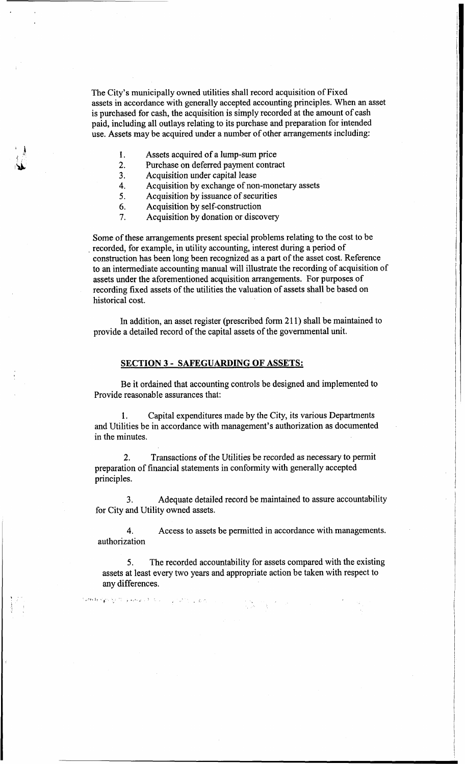The City's municipally owned utilities shall record acquisition of Fixed assets in accordance with generally accepted accounting principles. When an asset is purchased for cash, the acquisition is simply recorded at the amount of cash paid, including all outlays relating to its purchase and preparation for intended use. Assets may be acquired under a number of other arrangements including:

1. Assets acquired of a lump-sum price
2. Purchase on deferred payment contract
3. Acquisition under capital lease
4. Acquisition by exchange of non-monetary assets
5. Acquisition by issuance of securities
6. Acquisition by self-construction
7. Acquisition by donation or discovery

Some of these arrangements present special problems relating to the cost to be recorded, for example, in utility accounting, interest during a period of construction has been long been recognized as a part of the asset cost. Reference to an intermediate accounting manual will illustrate the recording of acquisition of assets under the aforementioned acquisition arrangements. For purposes of recording fixed assets of the utilities the valuation of assets shall be based on historical cost.

In addition, an asset register (prescribed form 211) shall be maintained to provide a detailed record of the capital assets of the governmental unit.

## SECTION 3 - SAFEGUARDING OF ASSETS:

Be it ordained that accounting controls be designed and implemented to Provide reasonable assurances that:

1. Capital expenditures made by the City, its various Departments and Utilities be in accordance with management's authorization as documented in the minutes.

2. Transactions of the Utilities be recorded as necessary to permit preparation of financial statements in conformity with generally accepted principles.

3. Adequate detailed record be maintained to assure accountability for City and Utility owned assets.

4. Access to assets be permitted in accordance with managements. authorization

5. The recorded accountability for assets compared with the existing assets at least every two years and appropriate action be taken with respect to any differences.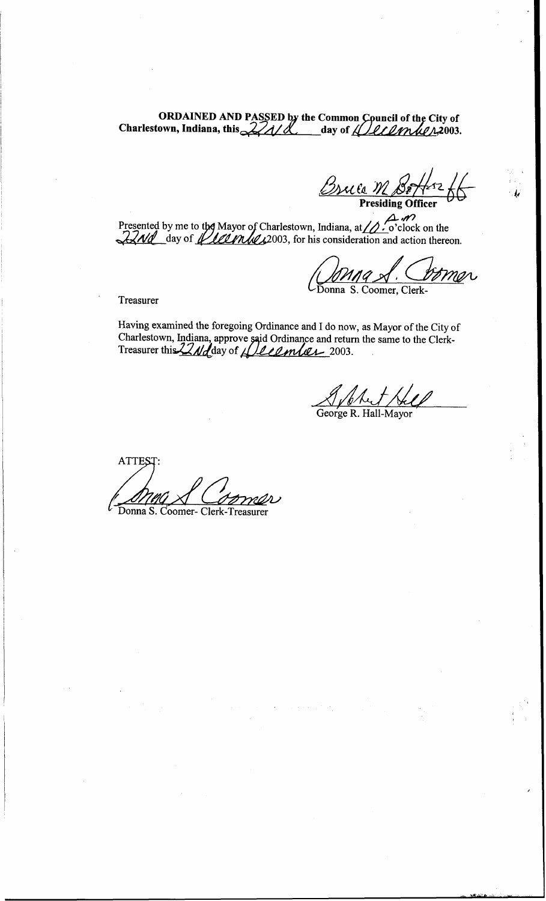**ORDAINED AND PASSED by the Common Council of the City of Charlestown, Indiana, this 22nd day of December 2003.**

Bruce M Bottorff

**Presiding Officer**

Presented by me to the Mayor of Charlestown, Indiana, at 10 A.M. o'clock on the 22nd day of December 2003, for his consideration and action thereon.

Donna S. Coomer

Donna S. Coomer, Clerk-Treasurer

Having examined the foregoing Ordinance and I do now, as Mayor of the City of Charlestown, Indiana, approve said Ordinance and return the same to the Clerk-Treasurer this 22nd day of December 2003.

G Robert Hall

George R. Hall-Mayor

ATTEST:

Donna S Coomer

Donna S. Coomer- Clerk-Treasurer